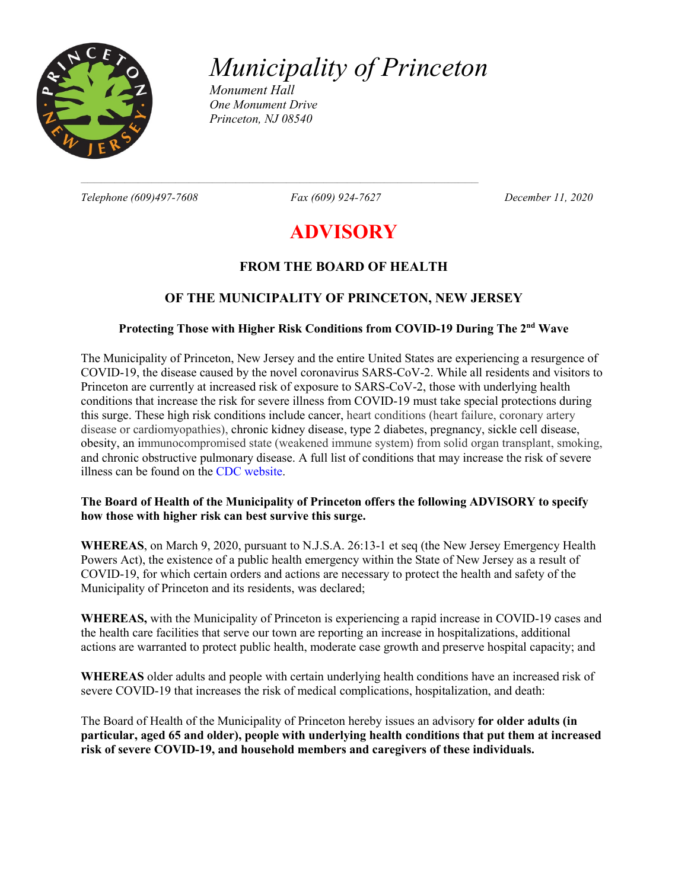# *Municipality of Princeton*

*Monument Hall*
*One Monument Drive*
*Princeton, NJ 08540*

*Telephone (609)497-7608* *Fax (609) 924-7627* *December 11, 2020*

# ADVISORY

## FROM THE BOARD OF HEALTH

## OF THE MUNICIPALITY OF PRINCETON, NEW JERSEY

### Protecting Those with Higher Risk Conditions from COVID-19 During The 2nd Wave

The Municipality of Princeton, New Jersey and the entire United States are experiencing a resurgence of COVID-19, the disease caused by the novel coronavirus SARS-CoV-2. While all residents and visitors to Princeton are currently at increased risk of exposure to SARS-CoV-2, those with underlying health conditions that increase the risk for severe illness from COVID-19 must take special protections during this surge. These high risk conditions include cancer, heart conditions (heart failure, coronary artery disease or cardiomyopathies), chronic kidney disease, type 2 diabetes, pregnancy, sickle cell disease, obesity, an immunocompromised state (weakened immune system) from solid organ transplant, smoking, and chronic obstructive pulmonary disease. A full list of conditions that may increase the risk of severe illness can be found on the CDC website.

**The Board of Health of the Municipality of Princeton offers the following ADVISORY to specify how those with higher risk can best survive this surge.**

**WHEREAS**, on March 9, 2020, pursuant to N.J.S.A. 26:13-1 et seq (the New Jersey Emergency Health Powers Act), the existence of a public health emergency within the State of New Jersey as a result of COVID-19, for which certain orders and actions are necessary to protect the health and safety of the Municipality of Princeton and its residents, was declared;

**WHEREAS,** with the Municipality of Princeton is experiencing a rapid increase in COVID-19 cases and the health care facilities that serve our town are reporting an increase in hospitalizations, additional actions are warranted to protect public health, moderate case growth and preserve hospital capacity; and

**WHEREAS** older adults and people with certain underlying health conditions have an increased risk of severe COVID-19 that increases the risk of medical complications, hospitalization, and death:

The Board of Health of the Municipality of Princeton hereby issues an advisory **for older adults (in particular, aged 65 and older), people with underlying health conditions that put them at increased risk of severe COVID-19, and household members and caregivers of these individuals.**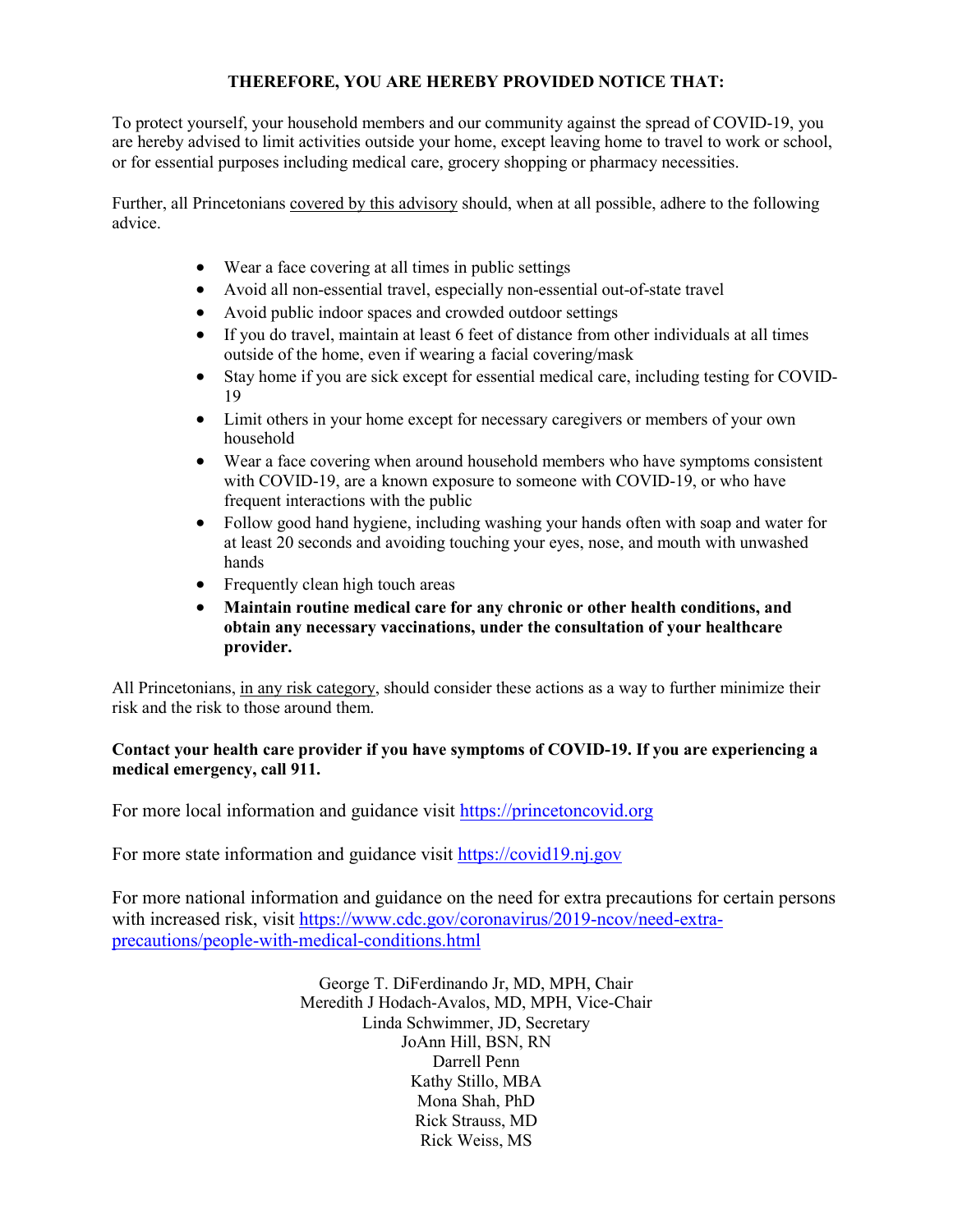**THEREFORE, YOU ARE HEREBY PROVIDED NOTICE THAT:**

To protect yourself, your household members and our community against the spread of COVID-19, you are hereby advised to limit activities outside your home, except leaving home to travel to work or school, or for essential purposes including medical care, grocery shopping or pharmacy necessities.

Further, all Princetonians covered by this advisory should, when at all possible, adhere to the following advice.

- Wear a face covering at all times in public settings
- Avoid all non-essential travel, especially non-essential out-of-state travel
- Avoid public indoor spaces and crowded outdoor settings
- If you do travel, maintain at least 6 feet of distance from other individuals at all times outside of the home, even if wearing a facial covering/mask
- Stay home if you are sick except for essential medical care, including testing for COVID-19
- Limit others in your home except for necessary caregivers or members of your own household
- Wear a face covering when around household members who have symptoms consistent with COVID-19, are a known exposure to someone with COVID-19, or who have frequent interactions with the public
- Follow good hand hygiene, including washing your hands often with soap and water for at least 20 seconds and avoiding touching your eyes, nose, and mouth with unwashed hands
- Frequently clean high touch areas
- **Maintain routine medical care for any chronic or other health conditions, and obtain any necessary vaccinations, under the consultation of your healthcare provider.**

All Princetonians, in any risk category, should consider these actions as a way to further minimize their risk and the risk to those around them.

**Contact your health care provider if you have symptoms of COVID-19. If you are experiencing a medical emergency, call 911.**

For more local information and guidance visit https://princetoncovid.org

For more state information and guidance visit https://covid19.nj.gov

For more national information and guidance on the need for extra precautions for certain persons with increased risk, visit https://www.cdc.gov/coronavirus/2019-ncov/need-extra-precautions/people-with-medical-conditions.html

George T. DiFerdinando Jr, MD, MPH, Chair
Meredith J Hodach-Avalos, MD, MPH, Vice-Chair
Linda Schwimmer, JD, Secretary
JoAnn Hill, BSN, RN
Darrell Penn
Kathy Stillo, MBA
Mona Shah, PhD
Rick Strauss, MD
Rick Weiss, MS